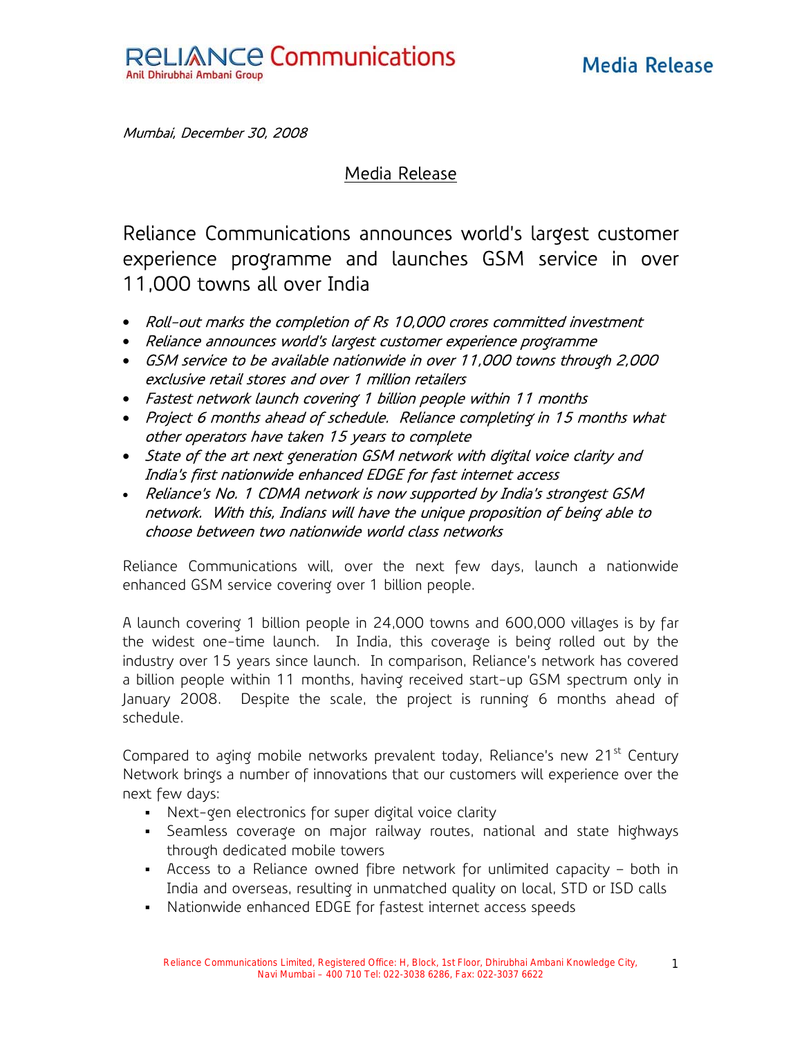Reliance Communications
Anil Dhirubhai Ambani Group

Media Release

*Mumbai, December 30, 2008*

Media Release

# Reliance Communications announces world's largest customer experience programme and launches GSM service in over 11,000 towns all over India

- *Roll-out marks the completion of Rs 10,000 crores committed investment*
- *Reliance announces world's largest customer experience programme*
- *GSM service to be available nationwide in over 11,000 towns through 2,000 exclusive retail stores and over 1 million retailers*
- *Fastest network launch covering 1 billion people within 11 months*
- *Project 6 months ahead of schedule. Reliance completing in 15 months what other operators have taken 15 years to complete*
- *State of the art next generation GSM network with digital voice clarity and India's first nationwide enhanced EDGE for fast internet access*
- *Reliance's No. 1 CDMA network is now supported by India's strongest GSM network. With this, Indians will have the unique proposition of being able to choose between two nationwide world class networks*

Reliance Communications will, over the next few days, launch a nationwide enhanced GSM service covering over 1 billion people.

A launch covering 1 billion people in 24,000 towns and 600,000 villages is by far the widest one-time launch. In India, this coverage is being rolled out by the industry over 15 years since launch. In comparison, Reliance's network has covered a billion people within 11 months, having received start-up GSM spectrum only in January 2008. Despite the scale, the project is running 6 months ahead of schedule.

Compared to aging mobile networks prevalent today, Reliance's new 21st Century Network brings a number of innovations that our customers will experience over the next few days:

- Next-gen electronics for super digital voice clarity
- Seamless coverage on major railway routes, national and state highways through dedicated mobile towers
- Access to a Reliance owned fibre network for unlimited capacity – both in India and overseas, resulting in unmatched quality on local, STD or ISD calls
- Nationwide enhanced EDGE for fastest internet access speeds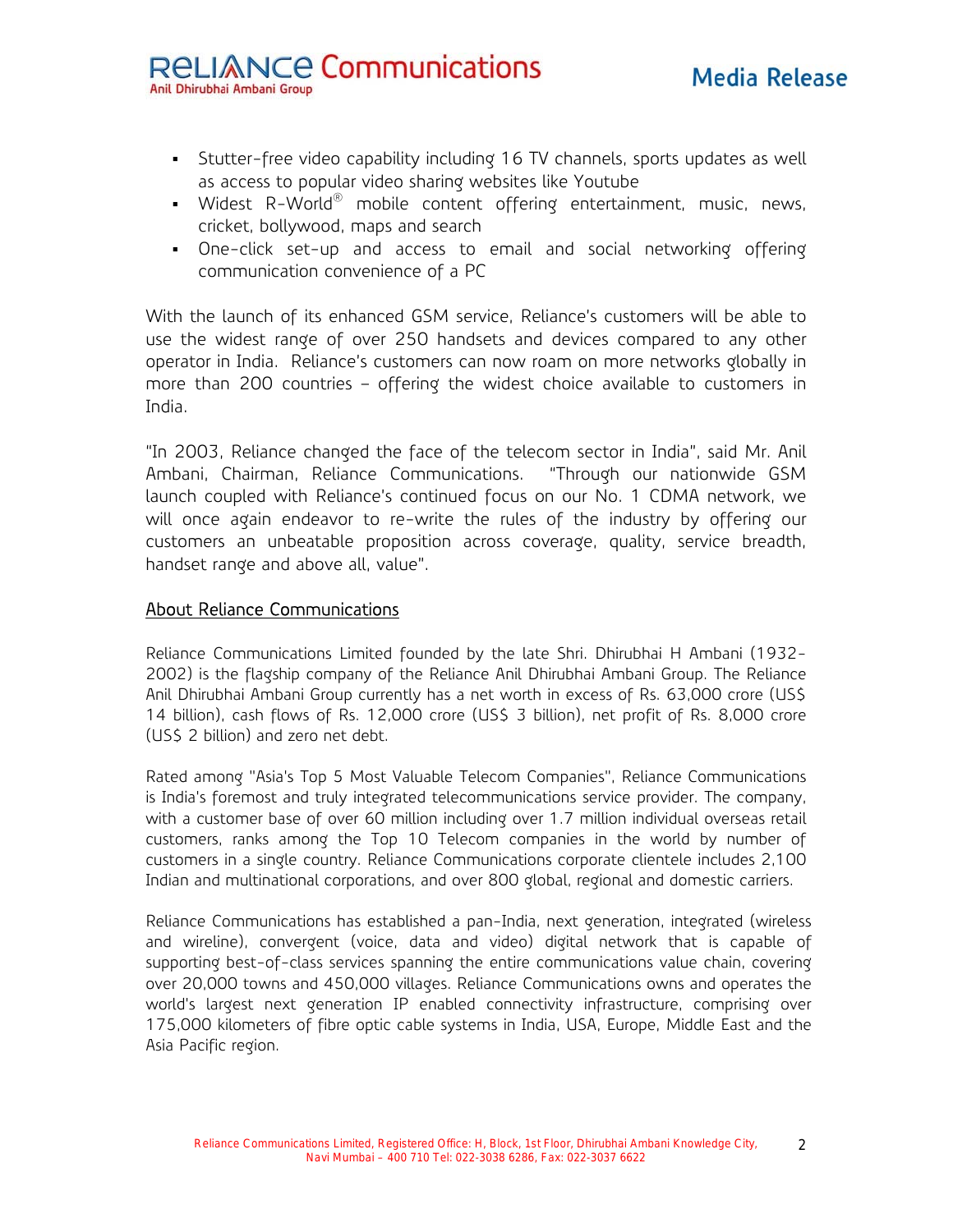- Stutter-free video capability including 16 TV channels, sports updates as well as access to popular video sharing websites like Youtube
- Widest R-World® mobile content offering entertainment, music, news, cricket, bollywood, maps and search
- One-click set-up and access to email and social networking offering communication convenience of a PC

With the launch of its enhanced GSM service, Reliance's customers will be able to use the widest range of over 250 handsets and devices compared to any other operator in India. Reliance's customers can now roam on more networks globally in more than 200 countries – offering the widest choice available to customers in India.

"In 2003, Reliance changed the face of the telecom sector in India", said Mr. Anil Ambani, Chairman, Reliance Communications. "Through our nationwide GSM launch coupled with Reliance's continued focus on our No. 1 CDMA network, we will once again endeavor to re-write the rules of the industry by offering our customers an unbeatable proposition across coverage, quality, service breadth, handset range and above all, value".

## About Reliance Communications

Reliance Communications Limited founded by the late Shri. Dhirubhai H Ambani (1932-2002) is the flagship company of the Reliance Anil Dhirubhai Ambani Group. The Reliance Anil Dhirubhai Ambani Group currently has a net worth in excess of Rs. 63,000 crore (US$ 14 billion), cash flows of Rs. 12,000 crore (US$ 3 billion), net profit of Rs. 8,000 crore (US$ 2 billion) and zero net debt.

Rated among "Asia's Top 5 Most Valuable Telecom Companies", Reliance Communications is India's foremost and truly integrated telecommunications service provider. The company, with a customer base of over 60 million including over 1.7 million individual overseas retail customers, ranks among the Top 10 Telecom companies in the world by number of customers in a single country. Reliance Communications corporate clientele includes 2,100 Indian and multinational corporations, and over 800 global, regional and domestic carriers.

Reliance Communications has established a pan-India, next generation, integrated (wireless and wireline), convergent (voice, data and video) digital network that is capable of supporting best-of-class services spanning the entire communications value chain, covering over 20,000 towns and 450,000 villages. Reliance Communications owns and operates the world's largest next generation IP enabled connectivity infrastructure, comprising over 175,000 kilometers of fibre optic cable systems in India, USA, Europe, Middle East and the Asia Pacific region.